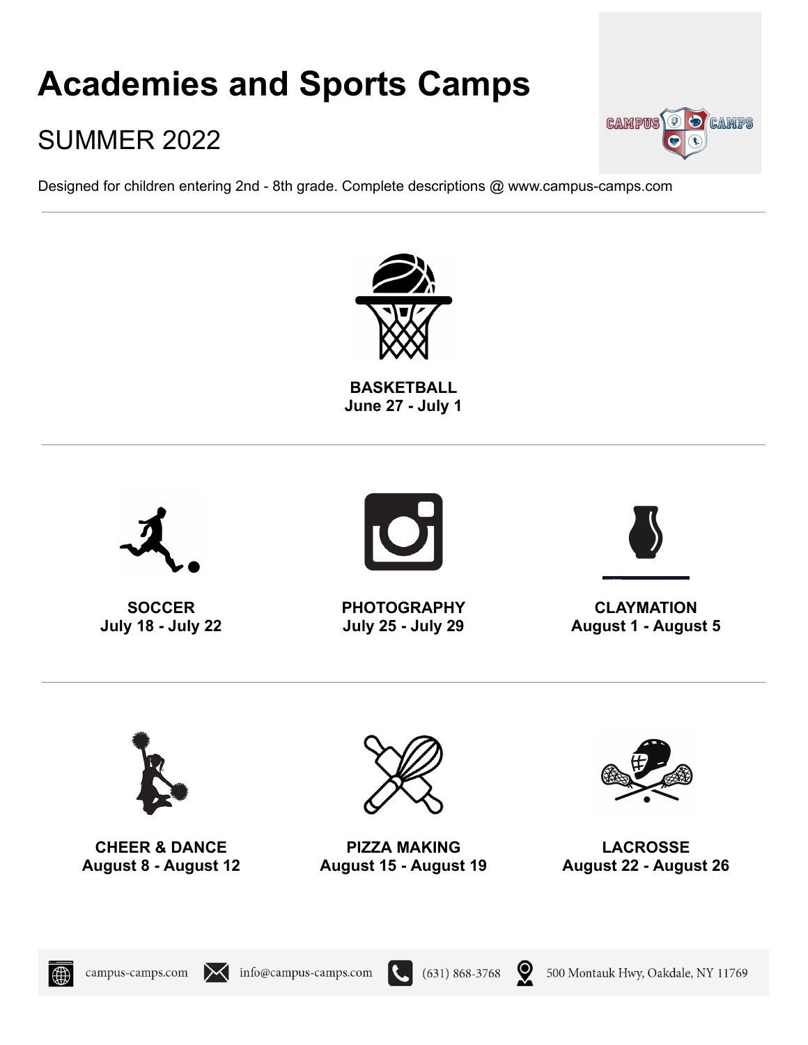# Academies and Sports Camps

## SUMMER 2022

Designed for children entering 2nd - 8th grade. Complete descriptions @ www.campus-camps.com

---

**BASKETBALL**
**June 27 - July 1**

---

**SOCCER**
**July 18 - July 22**

**PHOTOGRAPHY**
**July 25 - July 29**

**CLAYMATION**
**August 1 - August 5**

---

**CHEER & DANCE**
**August 8 - August 12**

**PIZZA MAKING**
**August 15 - August 19**

**LACROSSE**
**August 22 - August 26**

campus-camps.com | info@campus-camps.com | (631) 868-3768 | 500 Montauk Hwy, Oakdale, NY 11769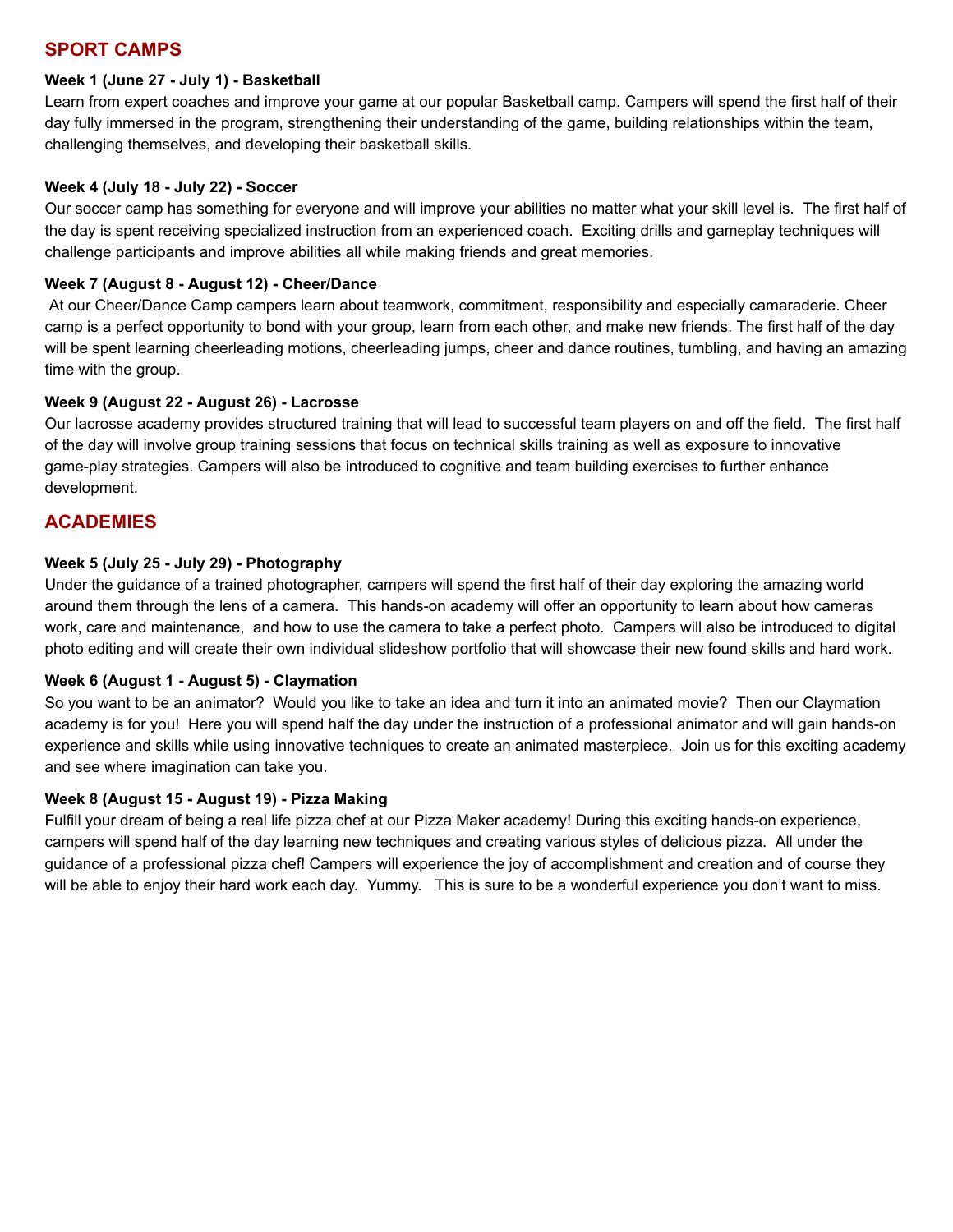## SPORT CAMPS

**Week 1 (June 27 - July 1) - Basketball**

Learn from expert coaches and improve your game at our popular Basketball camp. Campers will spend the first half of their day fully immersed in the program, strengthening their understanding of the game, building relationships within the team, challenging themselves, and developing their basketball skills.

**Week 4 (July 18 - July 22) - Soccer**

Our soccer camp has something for everyone and will improve your abilities no matter what your skill level is. The first half of the day is spent receiving specialized instruction from an experienced coach. Exciting drills and gameplay techniques will challenge participants and improve abilities all while making friends and great memories.

**Week 7 (August 8 - August 12) - Cheer/Dance**

At our Cheer/Dance Camp campers learn about teamwork, commitment, responsibility and especially camaraderie. Cheer camp is a perfect opportunity to bond with your group, learn from each other, and make new friends. The first half of the day will be spent learning cheerleading motions, cheerleading jumps, cheer and dance routines, tumbling, and having an amazing time with the group.

**Week 9 (August 22 - August 26) - Lacrosse**

Our lacrosse academy provides structured training that will lead to successful team players on and off the field. The first half of the day will involve group training sessions that focus on technical skills training as well as exposure to innovative game-play strategies. Campers will also be introduced to cognitive and team building exercises to further enhance development.

## ACADEMIES

**Week 5 (July 25 - July 29) - Photography**

Under the guidance of a trained photographer, campers will spend the first half of their day exploring the amazing world around them through the lens of a camera. This hands-on academy will offer an opportunity to learn about how cameras work, care and maintenance, and how to use the camera to take a perfect photo. Campers will also be introduced to digital photo editing and will create their own individual slideshow portfolio that will showcase their new found skills and hard work.

**Week 6 (August 1 - August 5) - Claymation**

So you want to be an animator? Would you like to take an idea and turn it into an animated movie? Then our Claymation academy is for you! Here you will spend half the day under the instruction of a professional animator and will gain hands-on experience and skills while using innovative techniques to create an animated masterpiece. Join us for this exciting academy and see where imagination can take you.

**Week 8 (August 15 - August 19) - Pizza Making**

Fulfill your dream of being a real life pizza chef at our Pizza Maker academy! During this exciting hands-on experience, campers will spend half of the day learning new techniques and creating various styles of delicious pizza. All under the guidance of a professional pizza chef! Campers will experience the joy of accomplishment and creation and of course they will be able to enjoy their hard work each day. Yummy. This is sure to be a wonderful experience you don't want to miss.